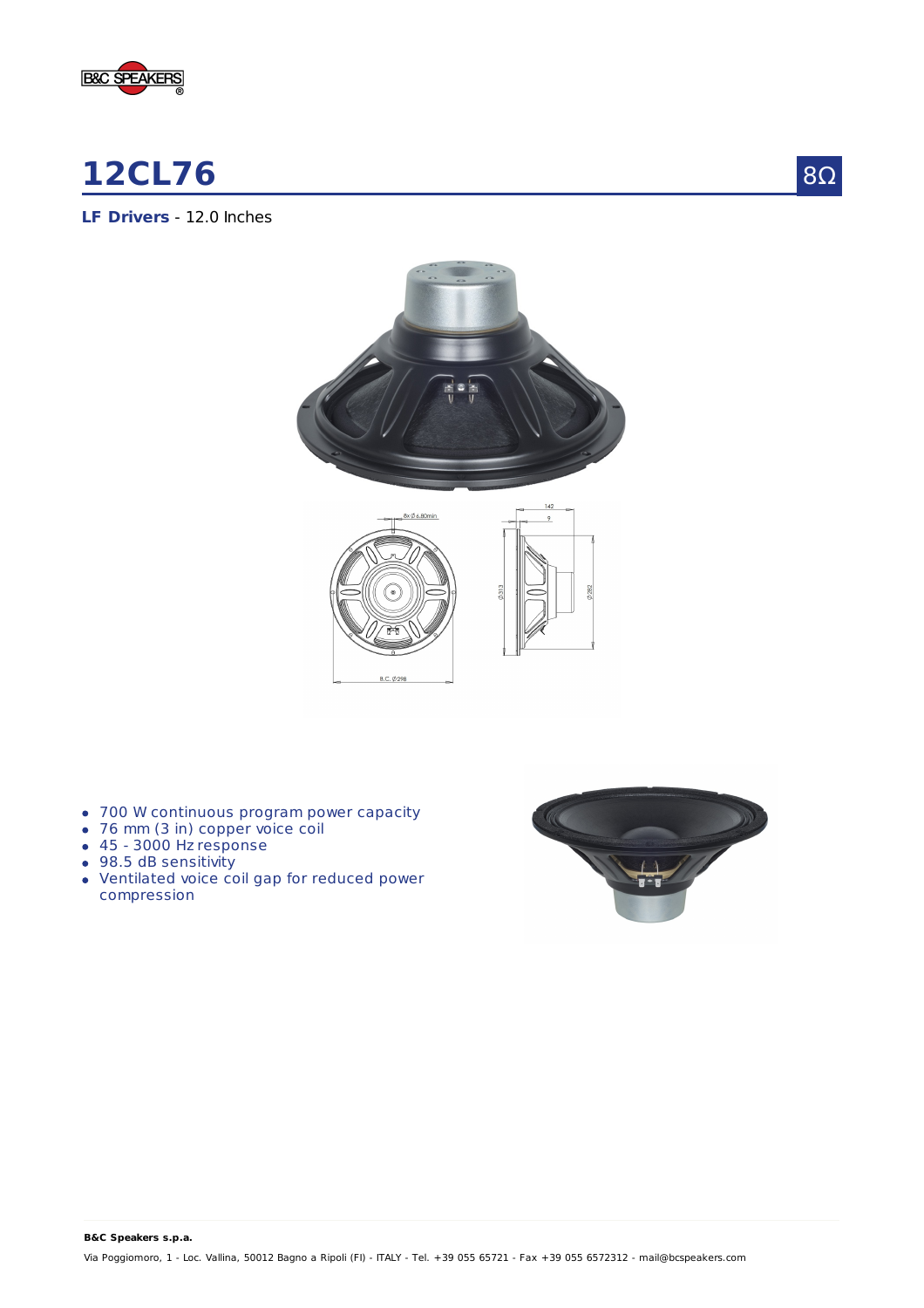# 12CL76

8Ω

**LF Drivers** - 12.0 Inches

- 700 W continuous program power capacity
- 76 mm (3 in) copper voice coil
- 45 - 3000 Hz response
- 98.5 dB sensitivity
- Ventilated voice coil gap for reduced power compression

**B&C Speakers s.p.a.**

Via Poggiomoro, 1 - Loc. Vallina, 50012 Bagno a Ripoli (FI) - ITALY - Tel. +39 055 65721 - Fax +39 055 6572312 - mail@bcspeakers.com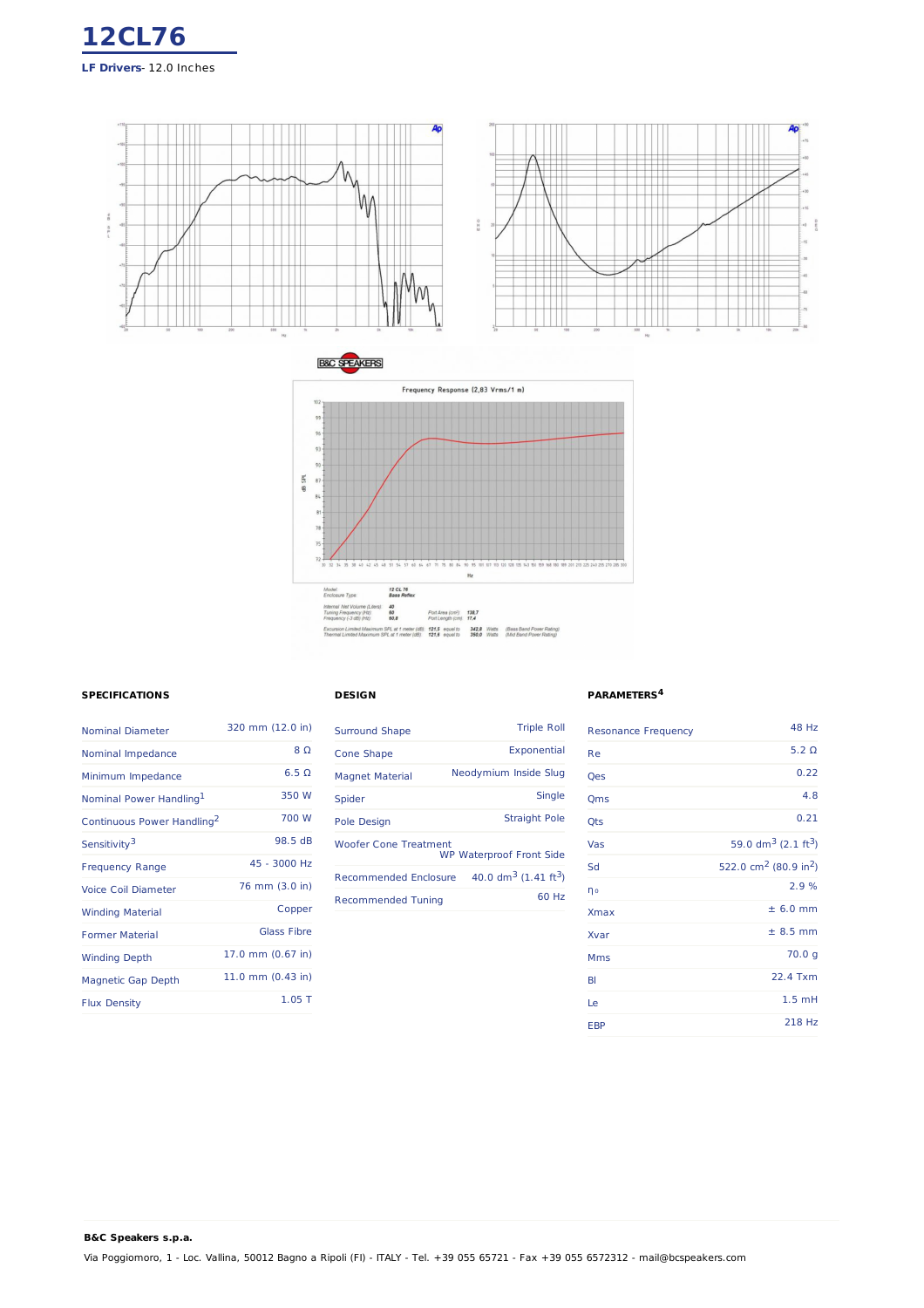# 12CL76

**LF Drivers**- 12.0 Inches

Frequency Response (2,83 Vrms/1 m)

| | |
|---|---|
| Model | 12 CL 76 |
| Enclosure Type | Bass Reflex |
| Internal Net Volume (Liters) | 40 |
| Tuning Frequency (Hz) | 60 |
| Frequency (-3 dB) (Hz) | 60.6 |
| Port Area (cm²) | 138.7 |
| Port Length (cm) | 17.4 |
| Excursion Limited Maximum SPL at 1 meter (dB) | 121.5 equal to 342.8 Watts (Bass Band Power Rating) |
| Thermal Limited Maximum SPL at 1 meter (dB) | 121.6 equal to 350.0 Watts (Mid Band Power Rating) |

## SPECIFICATIONS

| | |
|---|---|
| Nominal Diameter | 320 mm (12.0 in) |
| Nominal Impedance | 8 Ω |
| Minimum Impedance | 6.5 Ω |
| Nominal Power Handling[1] | 350 W |
| Continuous Power Handling[2] | 700 W |
| Sensitivity[3] | 98.5 dB |
| Frequency Range | 45 - 3000 Hz |
| Voice Coil Diameter | 76 mm (3.0 in) |
| Winding Material | Copper |
| Former Material | Glass Fibre |
| Winding Depth | 17.0 mm (0.67 in) |
| Magnetic Gap Depth | 11.0 mm (0.43 in) |
| Flux Density | 1.05 T |

## DESIGN

| | |
|---|---|
| Surround Shape | Triple Roll |
| Cone Shape | Exponential |
| Magnet Material | Neodymium Inside Slug |
| Spider | Single |
| Pole Design | Straight Pole |
| Woofer Cone Treatment | WP Waterproof Front Side |
| Recommended Enclosure | 40.0 $dm^3$ (1.41 $ft^3$) |
| Recommended Tuning | 60 Hz |

## PARAMETERS[4]

| | |
|---|---|
| Resonance Frequency | 48 Hz |
| Re | 5.2 Ω |
| Qes | 0.22 |
| Qms | 4.8 |
| Qts | 0.21 |
| Vas | 59.0 $dm^3$ (2.1 $ft^3$) |
| Sd | 522.0 $cm^2$ (80.9 $in^2$) |
| $\eta_0$ | 2.9 % |
| Xmax | ± 6.0 mm |
| Xvar | ± 8.5 mm |
| Mms | 70.0 g |
| Bl | 22.4 Txm |
| Le | 1.5 mH |
| EBP | 218 Hz |

**B&C Speakers s.p.a.**

Via Poggiomoro, 1 - Loc. Vallina, 50012 Bagno a Ripoli (FI) - ITALY - Tel. +39 055 65721 - Fax +39 055 6572312 - mail@bcspeakers.com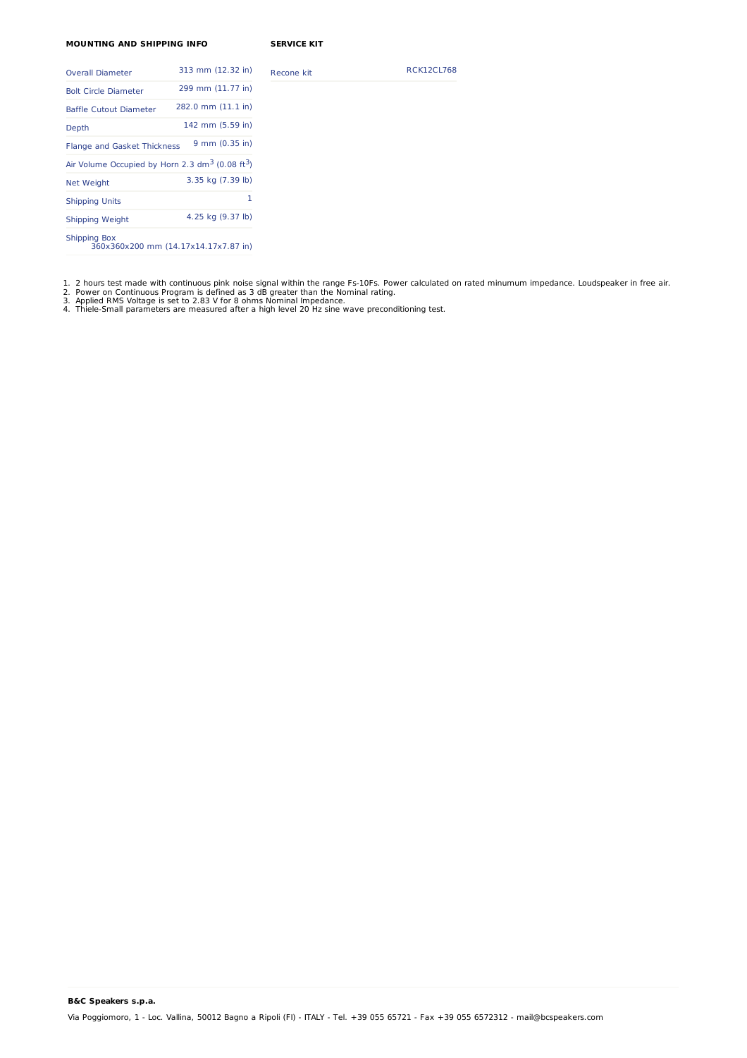**MOUNTING AND SHIPPING INFO**

| | |
|---|---|
| Overall Diameter | 313 mm (12.32 in) |
| Bolt Circle Diameter | 299 mm (11.77 in) |
| Baffle Cutout Diameter | 282.0 mm (11.1 in) |
| Depth | 142 mm (5.59 in) |
| Flange and Gasket Thickness | 9 mm (0.35 in) |
| Air Volume Occupied by Horn | 2.3 $dm^3$ (0.08 $ft^3$) |
| Net Weight | 3.35 kg (7.39 lb) |
| Shipping Units | 1 |
| Shipping Weight | 4.25 kg (9.37 lb) |
| Shipping Box | 360x360x200 mm (14.17x14.17x7.87 in) |

**SERVICE KIT**

| | |
|---|---|
| Recone kit | RCK12CL768 |

1. 2 hours test made with continuous pink noise signal within the range Fs-10Fs. Power calculated on rated minumum impedance. Loudspeaker in free air.
2. Power on Continuous Program is defined as 3 dB greater than the Nominal rating.
3. Applied RMS Voltage is set to 2.83 V for 8 ohms Nominal Impedance.
4. Thiele-Small parameters are measured after a high level 20 Hz sine wave preconditioning test.

**B&C Speakers s.p.a.**

Via Poggiomoro, 1 - Loc. Vallina, 50012 Bagno a Ripoli (FI) - ITALY - Tel. +39 055 65721 - Fax +39 055 6572312 - mail@bcspeakers.com